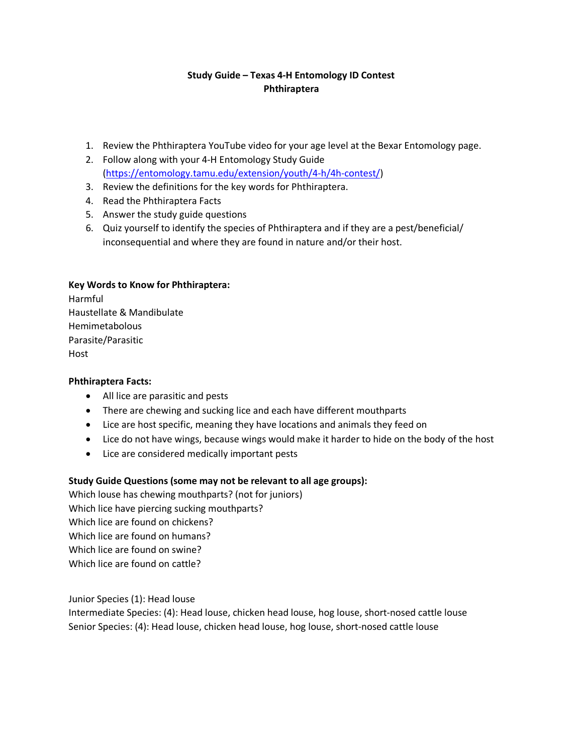# Study Guide – Texas 4-H Entomology ID Contest
## Phthiraptera

1. Review the Phthiraptera YouTube video for your age level at the Bexar Entomology page.
2. Follow along with your 4-H Entomology Study Guide (https://entomology.tamu.edu/extension/youth/4-h/4h-contest/)
3. Review the definitions for the key words for Phthiraptera.
4. Read the Phthiraptera Facts
5. Answer the study guide questions
6. Quiz yourself to identify the species of Phthiraptera and if they are a pest/beneficial/ inconsequential and where they are found in nature and/or their host.

**Key Words to Know for Phthiraptera:**

Harmful
Haustellate & Mandibulate
Hemimetabolous
Parasite/Parasitic
Host

**Phthiraptera Facts:**

- All lice are parasitic and pests
- There are chewing and sucking lice and each have different mouthparts
- Lice are host specific, meaning they have locations and animals they feed on
- Lice do not have wings, because wings would make it harder to hide on the body of the host
- Lice are considered medically important pests

**Study Guide Questions (some may not be relevant to all age groups):**

Which louse has chewing mouthparts? (not for juniors)
Which lice have piercing sucking mouthparts?
Which lice are found on chickens?
Which lice are found on humans?
Which lice are found on swine?
Which lice are found on cattle?

Junior Species (1): Head louse
Intermediate Species: (4): Head louse, chicken head louse, hog louse, short-nosed cattle louse
Senior Species: (4): Head louse, chicken head louse, hog louse, short-nosed cattle louse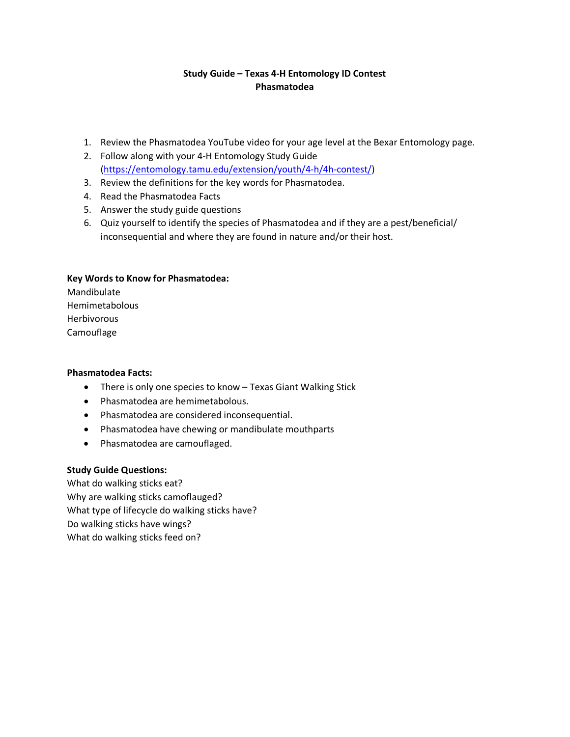# Study Guide – Texas 4-H Entomology ID Contest
## Phasmatodea

1. Review the Phasmatodea YouTube video for your age level at the Bexar Entomology page.
2. Follow along with your 4-H Entomology Study Guide (https://entomology.tamu.edu/extension/youth/4-h/4h-contest/)
3. Review the definitions for the key words for Phasmatodea.
4. Read the Phasmatodea Facts
5. Answer the study guide questions
6. Quiz yourself to identify the species of Phasmatodea and if they are a pest/beneficial/ inconsequential and where they are found in nature and/or their host.

**Key Words to Know for Phasmatodea:**

Mandibulate
Hemimetabolous
Herbivorous
Camouflage

**Phasmatodea Facts:**

- There is only one species to know – Texas Giant Walking Stick
- Phasmatodea are hemimetabolous.
- Phasmatodea are considered inconsequential.
- Phasmatodea have chewing or mandibulate mouthparts
- Phasmatodea are camouflaged.

**Study Guide Questions:**

What do walking sticks eat?
Why are walking sticks camoflauged?
What type of lifecycle do walking sticks have?
Do walking sticks have wings?
What do walking sticks feed on?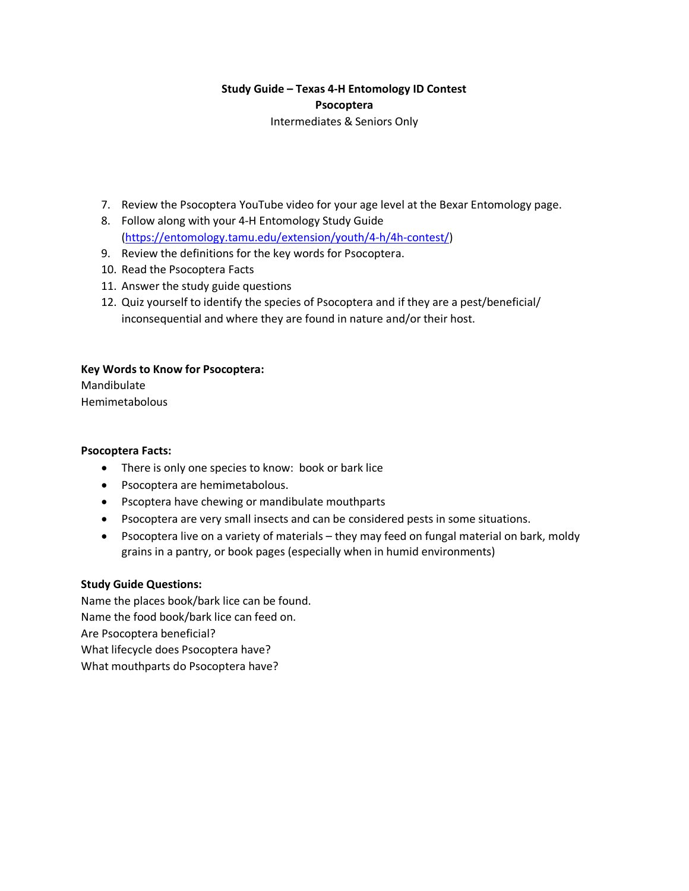**Study Guide – Texas 4-H Entomology ID Contest**
**Psocoptera**
Intermediates & Seniors Only

7. Review the Psocoptera YouTube video for your age level at the Bexar Entomology page.
8. Follow along with your 4-H Entomology Study Guide (https://entomology.tamu.edu/extension/youth/4-h/4h-contest/)
9. Review the definitions for the key words for Psocoptera.
10. Read the Psocoptera Facts
11. Answer the study guide questions
12. Quiz yourself to identify the species of Psocoptera and if they are a pest/beneficial/ inconsequential and where they are found in nature and/or their host.

**Key Words to Know for Psocoptera:**
Mandibulate
Hemimetabolous

**Psocoptera Facts:**

- There is only one species to know: book or bark lice
- Psocoptera are hemimetabolous.
- Pscoptera have chewing or mandibulate mouthparts
- Psocoptera are very small insects and can be considered pests in some situations.
- Psocoptera live on a variety of materials – they may feed on fungal material on bark, moldy grains in a pantry, or book pages (especially when in humid environments)

**Study Guide Questions:**
Name the places book/bark lice can be found.
Name the food book/bark lice can feed on.
Are Psocoptera beneficial?
What lifecycle does Psocoptera have?
What mouthparts do Psocoptera have?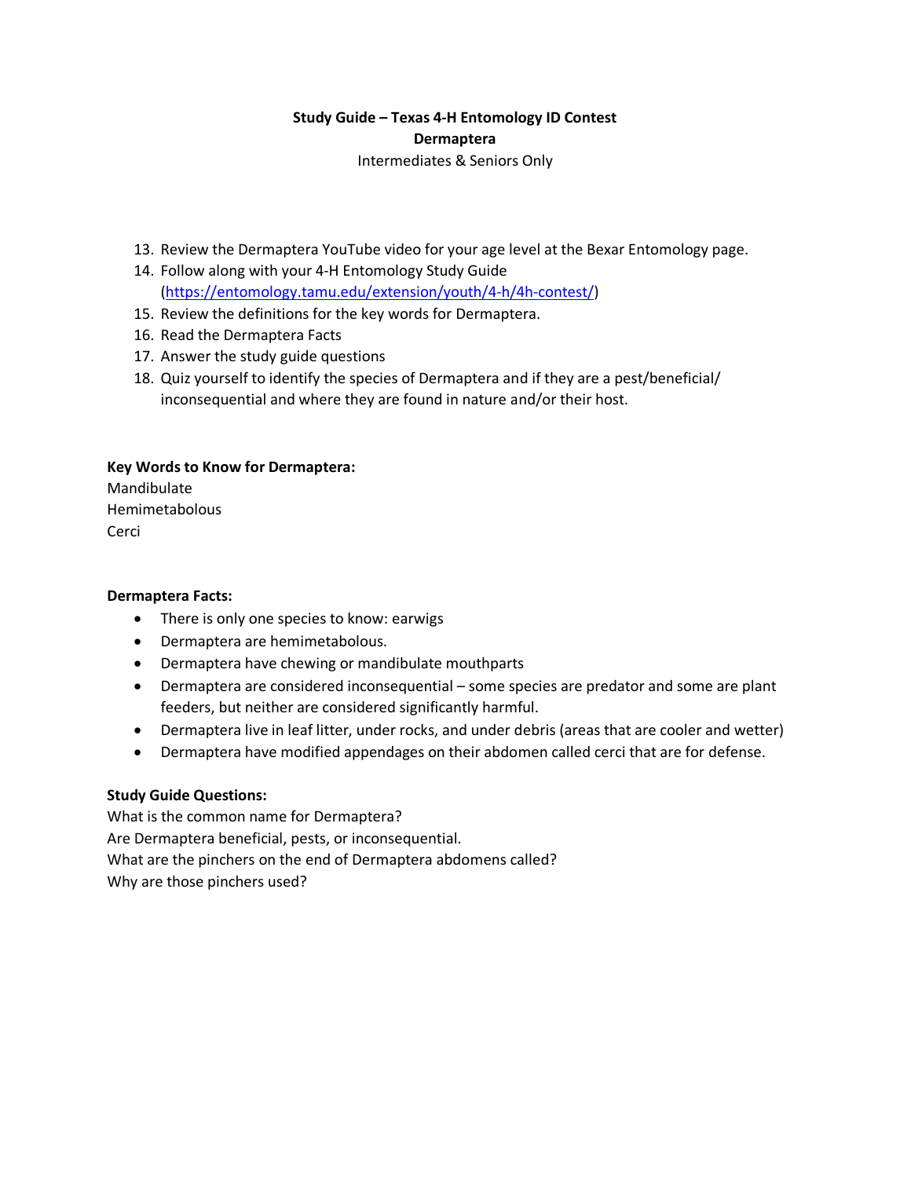**Study Guide – Texas 4-H Entomology ID Contest**
**Dermaptera**
Intermediates & Seniors Only

13. Review the Dermaptera YouTube video for your age level at the Bexar Entomology page.
14. Follow along with your 4-H Entomology Study Guide (https://entomology.tamu.edu/extension/youth/4-h/4h-contest/)
15. Review the definitions for the key words for Dermaptera.
16. Read the Dermaptera Facts
17. Answer the study guide questions
18. Quiz yourself to identify the species of Dermaptera and if they are a pest/beneficial/ inconsequential and where they are found in nature and/or their host.

**Key Words to Know for Dermaptera:**
Mandibulate
Hemimetabolous
Cerci

**Dermaptera Facts:**

- There is only one species to know: earwigs
- Dermaptera are hemimetabolous.
- Dermaptera have chewing or mandibulate mouthparts
- Dermaptera are considered inconsequential – some species are predator and some are plant feeders, but neither are considered significantly harmful.
- Dermaptera live in leaf litter, under rocks, and under debris (areas that are cooler and wetter)
- Dermaptera have modified appendages on their abdomen called cerci that are for defense.

**Study Guide Questions:**
What is the common name for Dermaptera?
Are Dermaptera beneficial, pests, or inconsequential.
What are the pinchers on the end of Dermaptera abdomens called?
Why are those pinchers used?